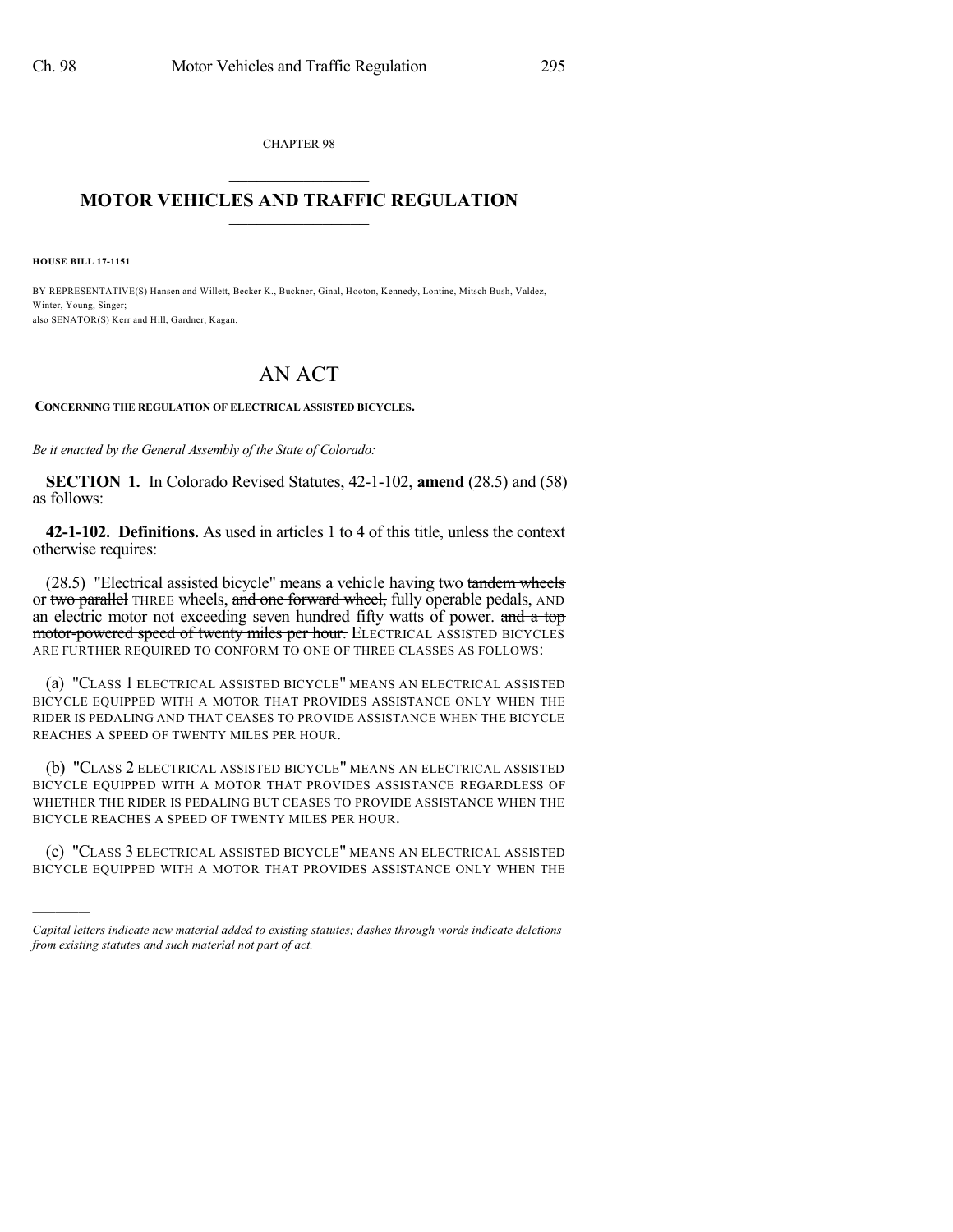CHAPTER 98

# MOTOR VEHICLES AND TRAFFIC REGULATION

**HOUSE BILL 17-1151**

BY REPRESENTATIVE(S) Hansen and Willett, Becker K., Buckner, Ginal, Hooton, Kennedy, Lontine, Mitsch Bush, Valdez, Winter, Young, Singer;
also SENATOR(S) Kerr and Hill, Gardner, Kagan.

# AN ACT

**CONCERNING THE REGULATION OF ELECTRICAL ASSISTED BICYCLES.**

*Be it enacted by the General Assembly of the State of Colorado:*

**SECTION 1.** In Colorado Revised Statutes, 42-1-102, **amend** (28.5) and (58) as follows:

**42-1-102. Definitions.** As used in articles 1 to 4 of this title, unless the context otherwise requires:

(28.5) "Electrical assisted bicycle" means a vehicle having two ~~tandem wheels~~ or ~~two parallel~~ THREE wheels, ~~and one forward wheel,~~ fully operable pedals, AND an electric motor not exceeding seven hundred fifty watts of power. ~~and a top motor-powered speed of twenty miles per hour.~~ ELECTRICAL ASSISTED BICYCLES ARE FURTHER REQUIRED TO CONFORM TO ONE OF THREE CLASSES AS FOLLOWS:

(a) "CLASS 1 ELECTRICAL ASSISTED BICYCLE" MEANS AN ELECTRICAL ASSISTED BICYCLE EQUIPPED WITH A MOTOR THAT PROVIDES ASSISTANCE ONLY WHEN THE RIDER IS PEDALING AND THAT CEASES TO PROVIDE ASSISTANCE WHEN THE BICYCLE REACHES A SPEED OF TWENTY MILES PER HOUR.

(b) "CLASS 2 ELECTRICAL ASSISTED BICYCLE" MEANS AN ELECTRICAL ASSISTED BICYCLE EQUIPPED WITH A MOTOR THAT PROVIDES ASSISTANCE REGARDLESS OF WHETHER THE RIDER IS PEDALING BUT CEASES TO PROVIDE ASSISTANCE WHEN THE BICYCLE REACHES A SPEED OF TWENTY MILES PER HOUR.

(c) "CLASS 3 ELECTRICAL ASSISTED BICYCLE" MEANS AN ELECTRICAL ASSISTED BICYCLE EQUIPPED WITH A MOTOR THAT PROVIDES ASSISTANCE ONLY WHEN THE

---

*Capital letters indicate new material added to existing statutes; dashes through words indicate deletions from existing statutes and such material not part of act.*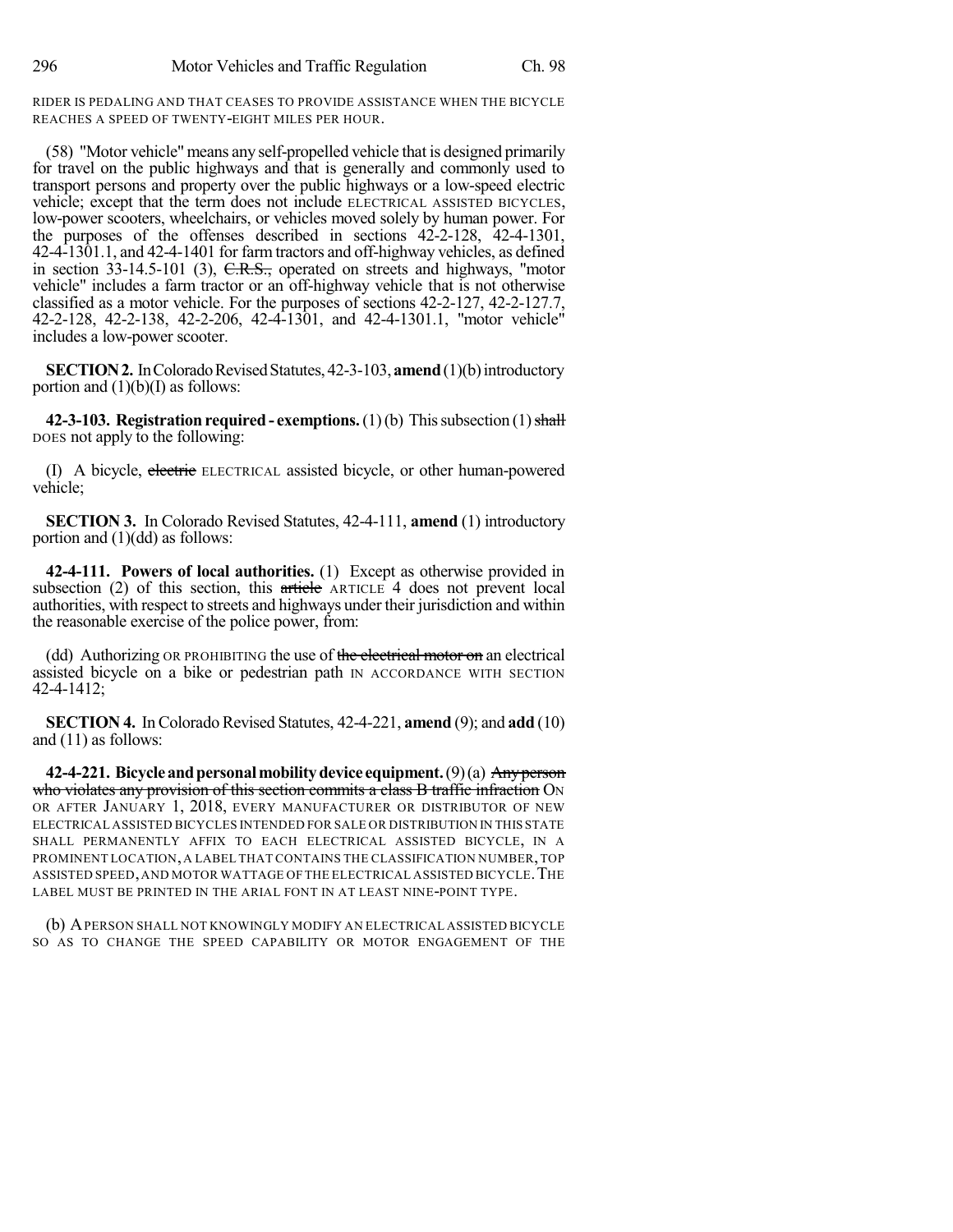RIDER IS PEDALING AND THAT CEASES TO PROVIDE ASSISTANCE WHEN THE BICYCLE REACHES A SPEED OF TWENTY-EIGHT MILES PER HOUR.

(58) "Motor vehicle" means any self-propelled vehicle that is designed primarily for travel on the public highways and that is generally and commonly used to transport persons and property over the public highways or a low-speed electric vehicle; except that the term does not include ELECTRICAL ASSISTED BICYCLES, low-power scooters, wheelchairs, or vehicles moved solely by human power. For the purposes of the offenses described in sections 42-2-128, 42-4-1301, 42-4-1301.1, and 42-4-1401 for farm tractors and off-highway vehicles, as defined in section 33-14.5-101 (3), ~~C.R.S.,~~ operated on streets and highways, "motor vehicle" includes a farm tractor or an off-highway vehicle that is not otherwise classified as a motor vehicle. For the purposes of sections 42-2-127, 42-2-127.7, 42-2-128, 42-2-138, 42-2-206, 42-4-1301, and 42-4-1301.1, "motor vehicle" includes a low-power scooter.

**SECTION 2.** In Colorado Revised Statutes, 42-3-103, **amend** (1)(b) introductory portion and (1)(b)(I) as follows:

**42-3-103. Registration required - exemptions.** (1) (b) This subsection (1) ~~shall~~ DOES not apply to the following:

(I) A bicycle, ~~electric~~ ELECTRICAL assisted bicycle, or other human-powered vehicle;

**SECTION 3.** In Colorado Revised Statutes, 42-4-111, **amend** (1) introductory portion and (1)(dd) as follows:

**42-4-111. Powers of local authorities.** (1) Except as otherwise provided in subsection (2) of this section, this ~~article~~ ARTICLE 4 does not prevent local authorities, with respect to streets and highways under their jurisdiction and within the reasonable exercise of the police power, from:

(dd) Authorizing OR PROHIBITING the use of ~~the electrical motor on~~ an electrical assisted bicycle on a bike or pedestrian path IN ACCORDANCE WITH SECTION 42-4-1412;

**SECTION 4.** In Colorado Revised Statutes, 42-4-221, **amend** (9); and **add** (10) and (11) as follows:

**42-4-221. Bicycle and personal mobility device equipment.** (9) (a) ~~Any person who violates any provision of this section commits a class B traffic infraction~~ ON OR AFTER JANUARY 1, 2018, EVERY MANUFACTURER OR DISTRIBUTOR OF NEW ELECTRICAL ASSISTED BICYCLES INTENDED FOR SALE OR DISTRIBUTION IN THIS STATE SHALL PERMANENTLY AFFIX TO EACH ELECTRICAL ASSISTED BICYCLE, IN A PROMINENT LOCATION, A LABEL THAT CONTAINS THE CLASSIFICATION NUMBER, TOP ASSISTED SPEED, AND MOTOR WATTAGE OF THE ELECTRICAL ASSISTED BICYCLE. THE LABEL MUST BE PRINTED IN THE ARIAL FONT IN AT LEAST NINE-POINT TYPE.

(b) A PERSON SHALL NOT KNOWINGLY MODIFY AN ELECTRICAL ASSISTED BICYCLE SO AS TO CHANGE THE SPEED CAPABILITY OR MOTOR ENGAGEMENT OF THE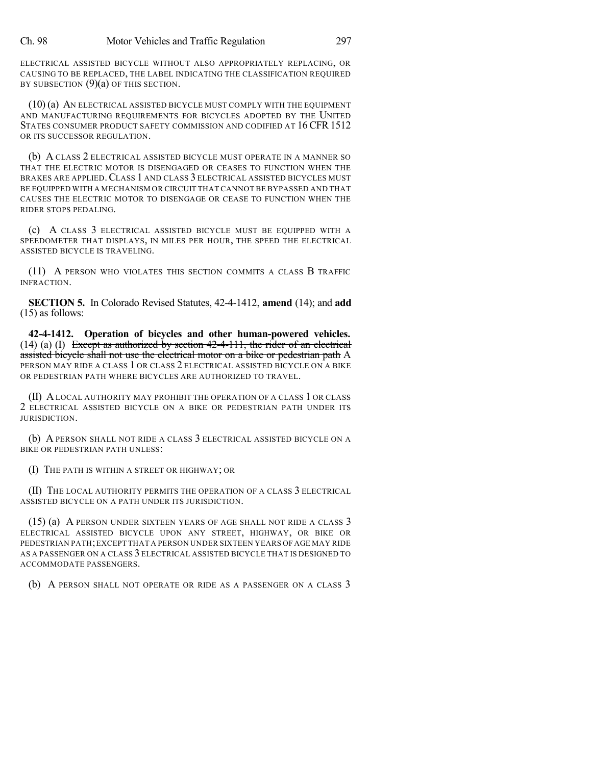ELECTRICAL ASSISTED BICYCLE WITHOUT ALSO APPROPRIATELY REPLACING, OR CAUSING TO BE REPLACED, THE LABEL INDICATING THE CLASSIFICATION REQUIRED BY SUBSECTION (9)(a) OF THIS SECTION.

(10) (a) AN ELECTRICAL ASSISTED BICYCLE MUST COMPLY WITH THE EQUIPMENT AND MANUFACTURING REQUIREMENTS FOR BICYCLES ADOPTED BY THE UNITED STATES CONSUMER PRODUCT SAFETY COMMISSION AND CODIFIED AT 16 CFR 1512 OR ITS SUCCESSOR REGULATION.

(b) A CLASS 2 ELECTRICAL ASSISTED BICYCLE MUST OPERATE IN A MANNER SO THAT THE ELECTRIC MOTOR IS DISENGAGED OR CEASES TO FUNCTION WHEN THE BRAKES ARE APPLIED. CLASS 1 AND CLASS 3 ELECTRICAL ASSISTED BICYCLES MUST BE EQUIPPED WITH A MECHANISM OR CIRCUIT THAT CANNOT BE BYPASSED AND THAT CAUSES THE ELECTRIC MOTOR TO DISENGAGE OR CEASE TO FUNCTION WHEN THE RIDER STOPS PEDALING.

(c) A CLASS 3 ELECTRICAL ASSISTED BICYCLE MUST BE EQUIPPED WITH A SPEEDOMETER THAT DISPLAYS, IN MILES PER HOUR, THE SPEED THE ELECTRICAL ASSISTED BICYCLE IS TRAVELING.

(11) A PERSON WHO VIOLATES THIS SECTION COMMITS A CLASS B TRAFFIC INFRACTION.

**SECTION 5.** In Colorado Revised Statutes, 42-4-1412, **amend** (14); and **add** (15) as follows:

**42-4-1412. Operation of bicycles and other human-powered vehicles.** (14) (a) (I) ~~Except as authorized by section 42-4-111, the rider of an electrical assisted bicycle shall not use the electrical motor on a bike or pedestrian path~~ A PERSON MAY RIDE A CLASS 1 OR CLASS 2 ELECTRICAL ASSISTED BICYCLE ON A BIKE OR PEDESTRIAN PATH WHERE BICYCLES ARE AUTHORIZED TO TRAVEL.

(II) A LOCAL AUTHORITY MAY PROHIBIT THE OPERATION OF A CLASS 1 OR CLASS 2 ELECTRICAL ASSISTED BICYCLE ON A BIKE OR PEDESTRIAN PATH UNDER ITS JURISDICTION.

(b) A PERSON SHALL NOT RIDE A CLASS 3 ELECTRICAL ASSISTED BICYCLE ON A BIKE OR PEDESTRIAN PATH UNLESS:

(I) THE PATH IS WITHIN A STREET OR HIGHWAY; OR

(II) THE LOCAL AUTHORITY PERMITS THE OPERATION OF A CLASS 3 ELECTRICAL ASSISTED BICYCLE ON A PATH UNDER ITS JURISDICTION.

(15) (a) A PERSON UNDER SIXTEEN YEARS OF AGE SHALL NOT RIDE A CLASS 3 ELECTRICAL ASSISTED BICYCLE UPON ANY STREET, HIGHWAY, OR BIKE OR PEDESTRIAN PATH; EXCEPT THAT A PERSON UNDER SIXTEEN YEARS OF AGE MAY RIDE AS A PASSENGER ON A CLASS 3 ELECTRICAL ASSISTED BICYCLE THAT IS DESIGNED TO ACCOMMODATE PASSENGERS.

(b) A PERSON SHALL NOT OPERATE OR RIDE AS A PASSENGER ON A CLASS 3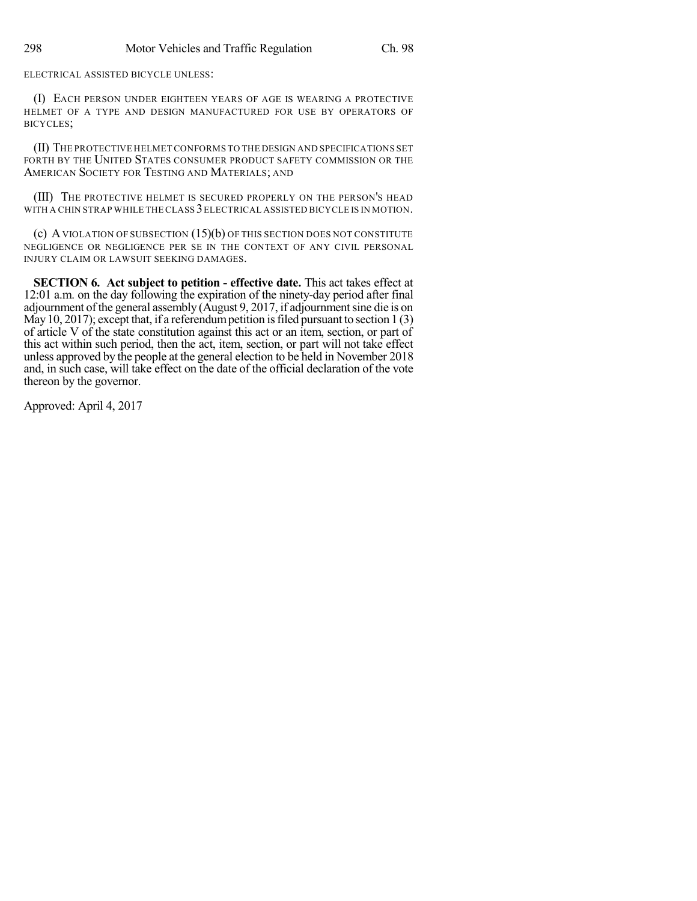ELECTRICAL ASSISTED BICYCLE UNLESS:

(I) EACH PERSON UNDER EIGHTEEN YEARS OF AGE IS WEARING A PROTECTIVE HELMET OF A TYPE AND DESIGN MANUFACTURED FOR USE BY OPERATORS OF BICYCLES;

(II) THE PROTECTIVE HELMET CONFORMS TO THE DESIGN AND SPECIFICATIONS SET FORTH BY THE UNITED STATES CONSUMER PRODUCT SAFETY COMMISSION OR THE AMERICAN SOCIETY FOR TESTING AND MATERIALS; AND

(III) THE PROTECTIVE HELMET IS SECURED PROPERLY ON THE PERSON'S HEAD WITH A CHIN STRAP WHILE THE CLASS 3 ELECTRICAL ASSISTED BICYCLE IS IN MOTION.

(c) A VIOLATION OF SUBSECTION (15)(b) OF THIS SECTION DOES NOT CONSTITUTE NEGLIGENCE OR NEGLIGENCE PER SE IN THE CONTEXT OF ANY CIVIL PERSONAL INJURY CLAIM OR LAWSUIT SEEKING DAMAGES.

**SECTION 6. Act subject to petition - effective date.** This act takes effect at 12:01 a.m. on the day following the expiration of the ninety-day period after final adjournment of the general assembly (August 9, 2017, if adjournment sine die is on May 10, 2017); except that, if a referendum petition is filed pursuant to section 1 (3) of article V of the state constitution against this act or an item, section, or part of this act within such period, then the act, item, section, or part will not take effect unless approved by the people at the general election to be held in November 2018 and, in such case, will take effect on the date of the official declaration of the vote thereon by the governor.

Approved: April 4, 2017